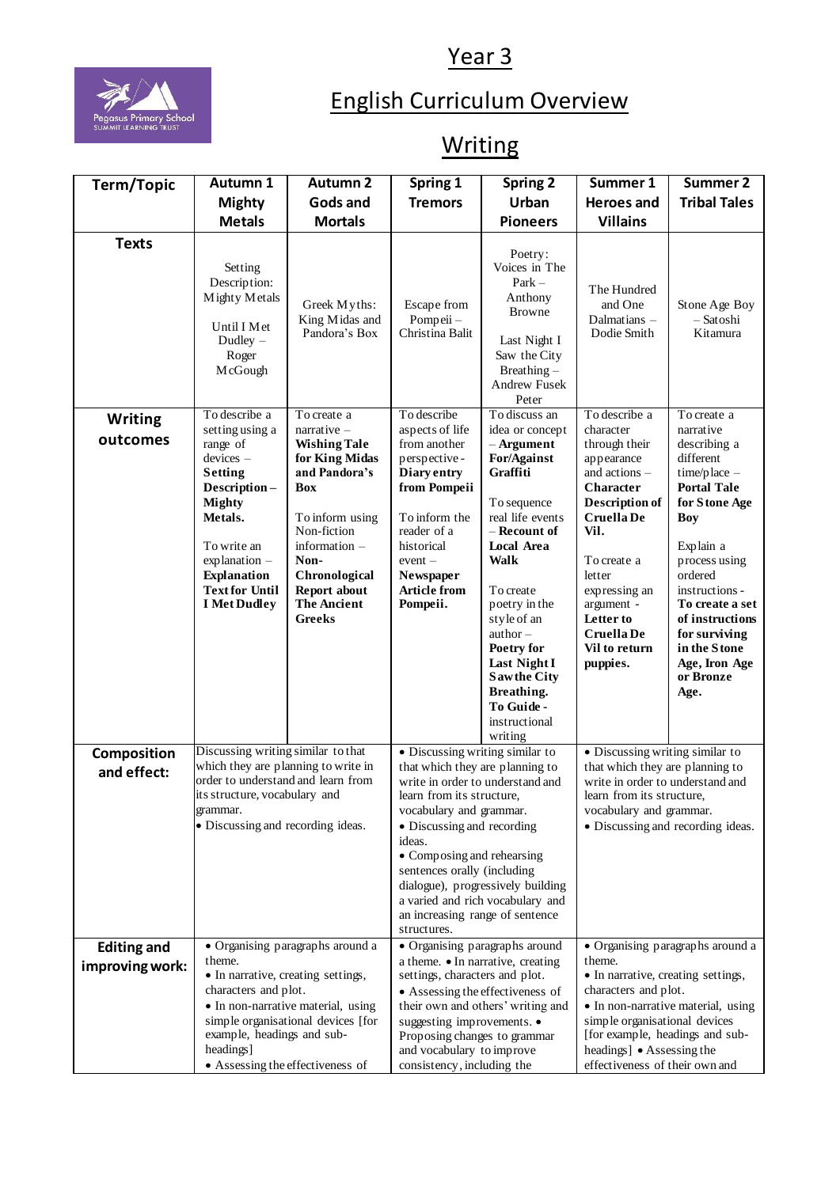# Year 3

# English Curriculum Overview

# Writing

| Term/Topic | Autumn 1 Mighty Metals | Autumn 2 Gods and Mortals | Spring 1 Tremors | Spring 2 Urban Pioneers | Summer 1 Heroes and Villains | Summer 2 Tribal Tales |
|---|---|---|---|---|---|---|
| **Texts** | Setting Description: Mighty Metals<br><br>Until I Met Dudley – Roger McGough | Greek Myths: King Midas and Pandora's Box | Escape from Pompeii – Christina Balit | Poetry: Voices in The Park – Anthony Browne<br><br>Last Night I Saw the City Breathing – Andrew Fusek Peter | The Hundred and One Dalmatians – Dodie Smith | Stone Age Boy – Satoshi Kitamura |
| **Writing outcomes** | To describe a setting using a range of devices – **Setting Description – Mighty Metals.**<br><br>To write an explanation – **Explanation Text for Until I Met Dudley** | To create a narrative – **Wishing Tale for King Midas and Pandora's Box**<br><br>To inform using Non-fiction information – **Non-Chronological Report about The Ancient Greeks** | To describe aspects of life from another perspective - **Diary entry from Pompeii**<br><br>To inform the reader of a historical event – **Newspaper Article from Pompeii.** | To discuss an idea or concept – **Argument For/Against Graffiti**<br><br>To sequence real life events – **Recount of Local Area Walk**<br><br>To create poetry in the style of an author – **Poetry for Last Night I Saw the City Breathing.**<br>**To Guide -** instructional writing | To describe a character through their appearance and actions – **Character Description of Cruella De Vil.**<br><br>To create a letter expressing an argument - **Letter to Cruella De Vil to return puppies.** | To create a narrative describing a different time/place – **Portal Tale for Stone Age Boy**<br><br>Explain a process using ordered instructions - **To create a set of instructions for surviving in the Stone Age, Iron Age or Bronze Age.** |
| **Composition and effect:** | Discussing writing similar to that which they are planning to write in order to understand and learn from its structure, vocabulary and grammar.<br>• Discussing and recording ideas. | | • Discussing writing similar to that which they are planning to write in order to understand and learn from its structure, vocabulary and grammar.<br>• Discussing and recording ideas.<br>• Composing and rehearsing sentences orally (including dialogue), progressively building a varied and rich vocabulary and an increasing range of sentence structures. | | • Discussing writing similar to that which they are planning to write in order to understand and learn from its structure, vocabulary and grammar.<br>• Discussing and recording ideas. | |
| **Editing and improving work:** | • Organising paragraphs around a theme.<br>• In narrative, creating settings, characters and plot.<br>• In non-narrative material, using simple organisational devices [for example, headings and sub-headings]<br>• Assessing the effectiveness of | | • Organising paragraphs around a theme. • In narrative, creating settings, characters and plot.<br>• Assessing the effectiveness of their own and others' writing and suggesting improvements. •<br>Proposing changes to grammar and vocabulary to improve consistency, including the | | • Organising paragraphs around a theme.<br>• In narrative, creating settings, characters and plot.<br>• In non-narrative material, using simple organisational devices [for example, headings and sub-headings] • Assessing the effectiveness of their own and | |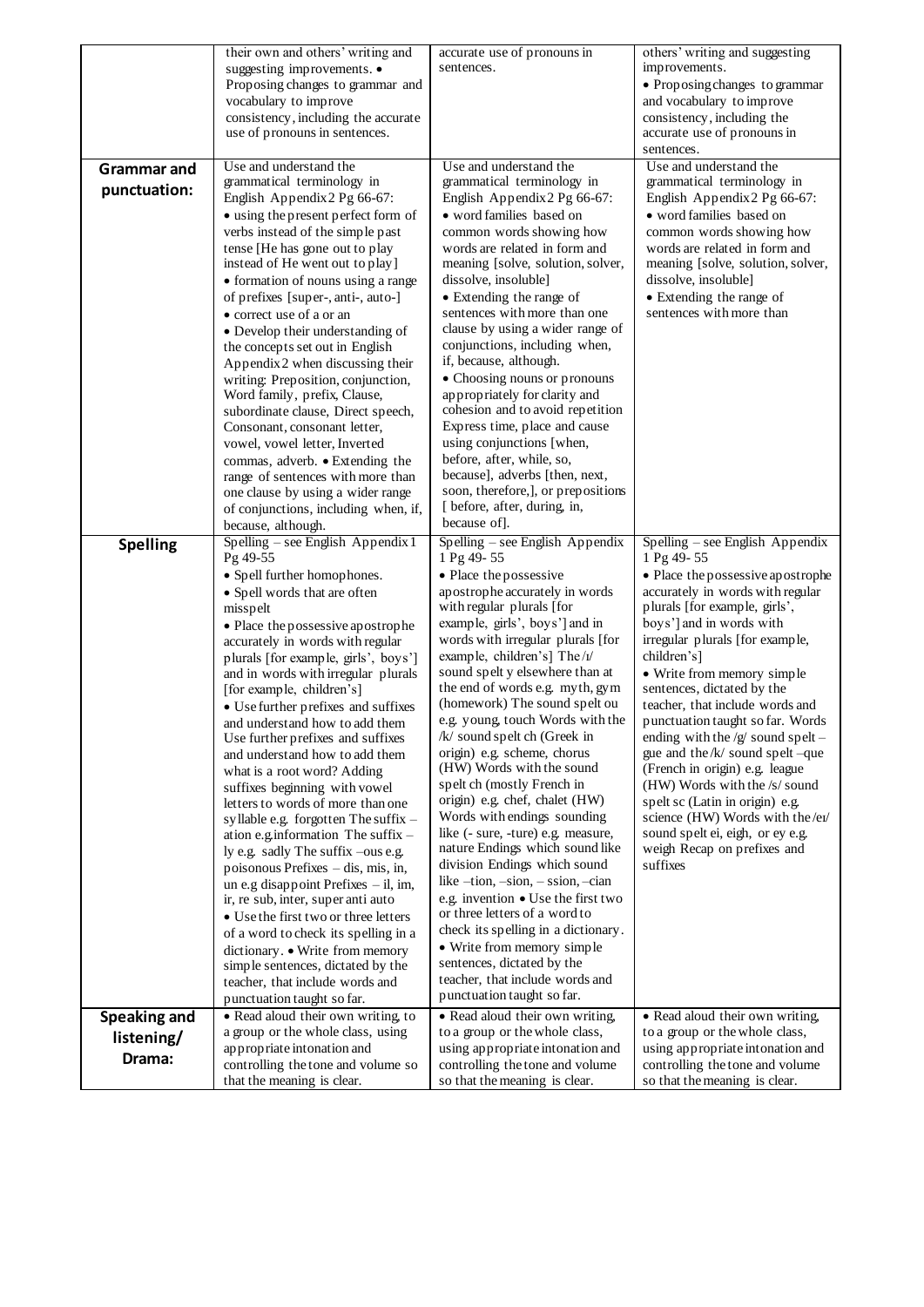| | | | |
|---|---|---|---|
| | their own and others' writing and suggesting improvements. • Proposing changes to grammar and vocabulary to improve consistency, including the accurate use of pronouns in sentences. | accurate use of pronouns in sentences. | others' writing and suggesting improvements. • Proposing changes to grammar and vocabulary to improve consistency, including the accurate use of pronouns in sentences. |
| **Grammar and punctuation:** | Use and understand the grammatical terminology in English Appendix 2 Pg 66-67: • using the present perfect form of verbs instead of the simple past tense [He has gone out to play instead of He went out to play] • formation of nouns using a range of prefixes [super-, anti-, auto-] • correct use of a or an • Develop their understanding of the concepts set out in English Appendix 2 when discussing their writing: Preposition, conjunction, Word family, prefix, Clause, subordinate clause, Direct speech, Consonant, consonant letter, vowel, vowel letter, Inverted commas, adverb. • Extending the range of sentences with more than one clause by using a wider range of conjunctions, including when, if, because, although. | Use and understand the grammatical terminology in English Appendix 2 Pg 66-67: • word families based on common words showing how words are related in form and meaning [solve, solution, solver, dissolve, insoluble] • Extending the range of sentences with more than one clause by using a wider range of conjunctions, including when, if, because, although. • Choosing nouns or pronouns appropriately for clarity and cohesion and to avoid repetition Express time, place and cause using conjunctions [when, before, after, while, so, because], adverbs [then, next, soon, therefore,], or prepositions [ before, after, during, in, because of]. | Use and understand the grammatical terminology in English Appendix 2 Pg 66-67: • word families based on common words showing how words are related in form and meaning [solve, solution, solver, dissolve, insoluble] • Extending the range of sentences with more than |
| **Spelling** | Spelling – see English Appendix 1 Pg 49-55 • Spell further homophones. • Spell words that are often misspelt • Place the possessive apostrophe accurately in words with regular plurals [for example, girls', boys'] and in words with irregular plurals [for example, children's] • Use further prefixes and suffixes and understand how to add them Use further prefixes and suffixes and understand how to add them what is a root word? Adding suffixes beginning with vowel letters to words of more than one syllable e.g. forgotten The suffix – ation e.g.information The suffix – ly e.g. sadly The suffix –ous e.g. poisonous Prefixes – dis, mis, in, un e.g disappoint Prefixes – il, im, ir, re sub, inter, super anti auto • Use the first two or three letters of a word to check its spelling in a dictionary. • Write from memory simple sentences, dictated by the teacher, that include words and punctuation taught so far. | Spelling – see English Appendix 1 Pg 49- 55 • Place the possessive apostrophe accurately in words with regular plurals [for example, girls', boys'] and in words with irregular plurals [for example, children's] The /ɪ/ sound spelt y elsewhere than at the end of words e.g. myth, gym (homework) The sound spelt ou e.g. young, touch Words with the /k/ sound spelt ch (Greek in origin) e.g. scheme, chorus (HW) Words with the sound spelt ch (mostly French in origin) e.g. chef, chalet (HW) Words with endings sounding like (- sure, -ture) e.g. measure, nature Endings which sound like division Endings which sound like –tion, –sion, – ssion, –cian e.g. invention • Use the first two or three letters of a word to check its spelling in a dictionary. • Write from memory simple sentences, dictated by the teacher, that include words and punctuation taught so far. | Spelling – see English Appendix 1 Pg 49- 55 • Place the possessive apostrophe accurately in words with regular plurals [for example, girls', boys'] and in words with irregular plurals [for example, children's] • Write from memory simple sentences, dictated by the teacher, that include words and punctuation taught so far. Words ending with the /g/ sound spelt – gue and the /k/ sound spelt –que (French in origin) e.g. league (HW) Words with the /s/ sound spelt sc (Latin in origin) e.g. science (HW) Words with the /eɪ/ sound spelt ei, eigh, or ey e.g. weigh Recap on prefixes and suffixes |
| **Speaking and listening/ Drama:** | • Read aloud their own writing, to a group or the whole class, using appropriate intonation and controlling the tone and volume so that the meaning is clear. | • Read aloud their own writing, to a group or the whole class, using appropriate intonation and controlling the tone and volume so that the meaning is clear. | • Read aloud their own writing, to a group or the whole class, using appropriate intonation and controlling the tone and volume so that the meaning is clear. |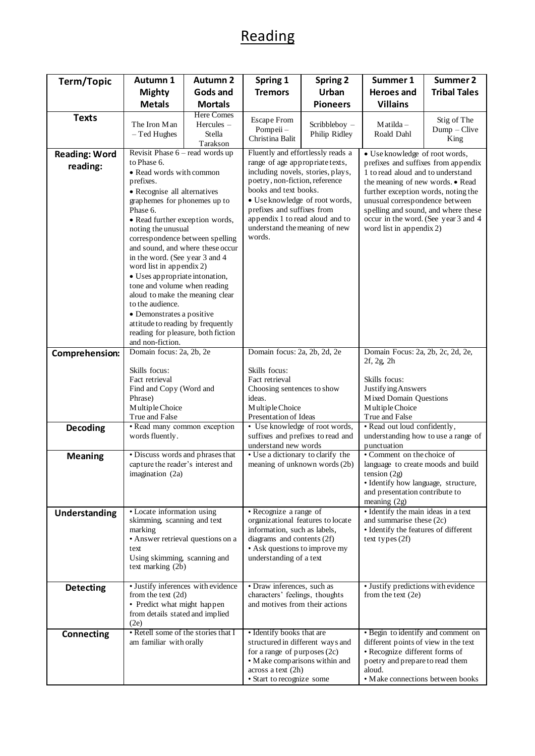# Reading

| Term/Topic | Autumn 1 Mighty Metals | Autumn 2 Gods and Mortals | Spring 1 Tremors | Spring 2 Urban Pioneers | Summer 1 Heroes and Villains | Summer 2 Tribal Tales |
|---|---|---|---|---|---|---|
| **Texts** | The Iron Man – Ted Hughes | Here Comes Hercules – Stella Tarakson | Escape From Pompeii – Christina Balit | Scribbleboy – Philip Ridley | Matilda – Roald Dahl | Stig of The Dump – Clive King |
| **Reading: Word reading:** | Revisit Phase 6 – read words up to Phase 6. • Read words with common prefixes. • Recognise all alternatives graphemes for phonemes up to Phase 6. • Read further exception words, noting the unusual correspondence between spelling and sound, and where these occur in the word. (See year 3 and 4 word list in appendix 2) • Uses appropriate intonation, tone and volume when reading aloud to make the meaning clear to the audience. • Demonstrates a positive attitude to reading by frequently reading for pleasure, both fiction and non-fiction. | | Fluently and effortlessly reads a range of age appropriate texts, including novels, stories, plays, poetry, non-fiction, reference books and text books. • Use knowledge of root words, prefixes and suffixes from appendix 1 to read aloud and to understand the meaning of new words. | | • Use knowledge of root words, prefixes and suffixes from appendix 1 to read aloud and to understand the meaning of new words. • Read further exception words, noting the unusual correspondence between spelling and sound, and where these occur in the word. (See year 3 and 4 word list in appendix 2) | |
| **Comprehension:** | Domain focus: 2a, 2b, 2e<br><br>Skills focus:<br>Fact retrieval<br>Find and Copy (Word and Phrase)<br>Multiple Choice<br>True and False | | Domain focus: 2a, 2b, 2d, 2e<br><br>Skills focus:<br>Fact retrieval<br>Choosing sentences to show ideas.<br>Multiple Choice<br>Presentation of Ideas | | Domain Focus: 2a, 2b, 2c, 2d, 2e, 2f, 2g, 2h<br><br>Skills focus:<br>Justifying Answers<br>Mixed Domain Questions<br>Multiple Choice<br>True and False | |
| **Decoding** | • Read many common exception words fluently. | | • Use knowledge of root words, suffixes and prefixes to read and understand new words | | • Read out loud confidently, understanding how to use a range of punctuation | |
| **Meaning** | • Discuss words and phrases that capture the reader's interest and imagination (2a) | | • Use a dictionary to clarify the meaning of unknown words (2b) | | • Comment on the choice of language to create moods and build tension (2g)<br>• Identify how language, structure, and presentation contribute to meaning (2g) | |
| **Understanding** | • Locate information using skimming, scanning and text marking<br>• Answer retrieval questions on a text<br>Using skimming, scanning and text marking (2b) | | • Recognize a range of organizational features to locate information, such as labels, diagrams and contents (2f)<br>• Ask questions to improve my understanding of a text | | • Identify the main ideas in a text and summarise these (2c)<br>• Identify the features of different text types (2f) | |
| **Detecting** | • Justify inferences with evidence from the text (2d)<br>• Predict what might happen from details stated and implied (2e) | | • Draw inferences, such as characters' feelings, thoughts and motives from their actions | | • Justify predictions with evidence from the text (2e) | |
| **Connecting** | • Retell some of the stories that I am familiar with orally | | • Identify books that are structured in different ways and for a range of purposes (2c)<br>• Make comparisons within and across a text (2h)<br>• Start to recognize some | | • Begin to identify and comment on different points of view in the text<br>• Recognize different forms of poetry and prepare to read them aloud.<br>• Make connections between books | |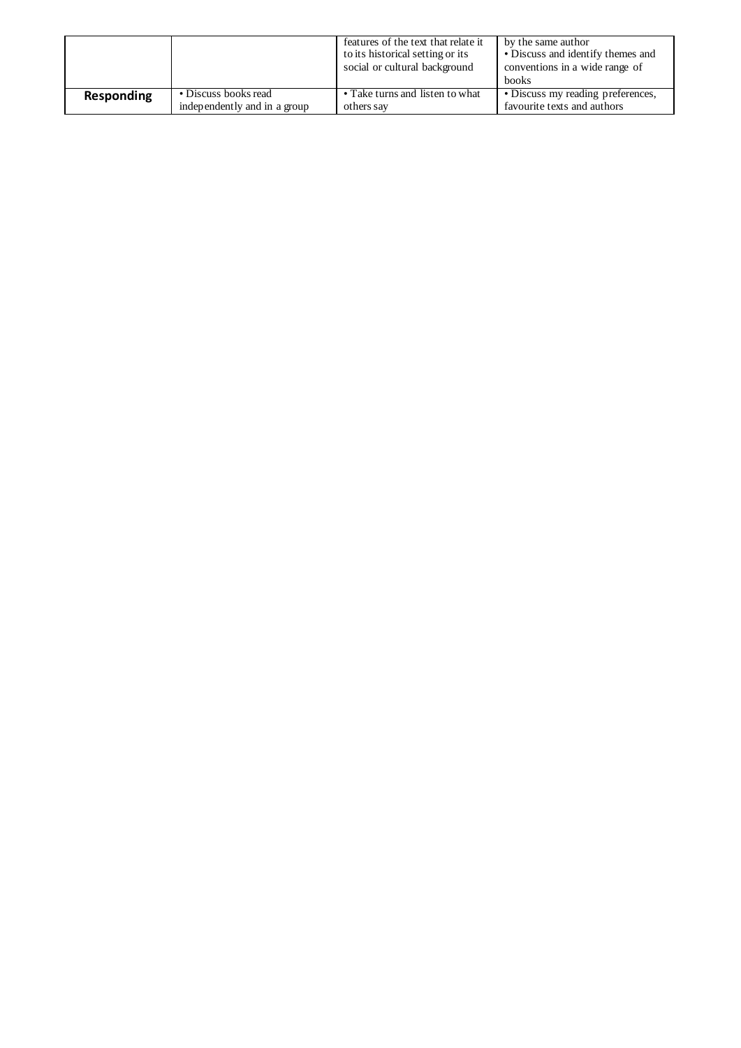| | | | |
|---|---|---|---|
| | | features of the text that relate it to its historical setting or its social or cultural background | by the same author<br>• Discuss and identify themes and conventions in a wide range of books |
| **Responding** | • Discuss books read independently and in a group | • Take turns and listen to what others say | • Discuss my reading preferences, favourite texts and authors |